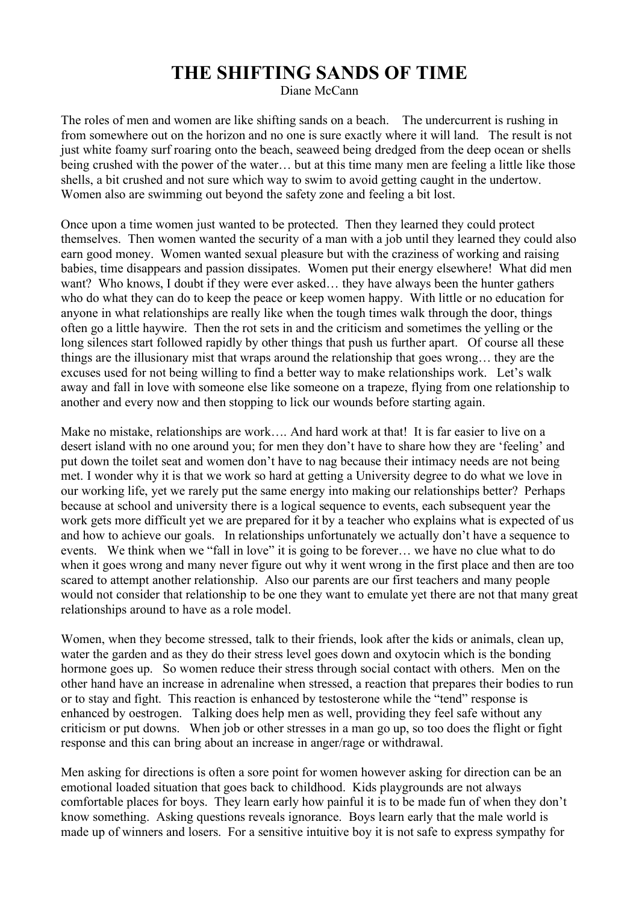# THE SHIFTING SANDS OF TIME

Diane McCann

The roles of men and women are like shifting sands on a beach. The undercurrent is rushing in from somewhere out on the horizon and no one is sure exactly where it will land. The result is not just white foamy surf roaring onto the beach, seaweed being dredged from the deep ocean or shells being crushed with the power of the water… but at this time many men are feeling a little like those shells, a bit crushed and not sure which way to swim to avoid getting caught in the undertow. Women also are swimming out beyond the safety zone and feeling a bit lost.

Once upon a time women just wanted to be protected. Then they learned they could protect themselves. Then women wanted the security of a man with a job until they learned they could also earn good money. Women wanted sexual pleasure but with the craziness of working and raising babies, time disappears and passion dissipates. Women put their energy elsewhere! What did men want? Who knows, I doubt if they were ever asked… they have always been the hunter gathers who do what they can do to keep the peace or keep women happy. With little or no education for anyone in what relationships are really like when the tough times walk through the door, things often go a little haywire. Then the rot sets in and the criticism and sometimes the yelling or the long silences start followed rapidly by other things that push us further apart. Of course all these things are the illusionary mist that wraps around the relationship that goes wrong… they are the excuses used for not being willing to find a better way to make relationships work. Let's walk away and fall in love with someone else like someone on a trapeze, flying from one relationship to another and every now and then stopping to lick our wounds before starting again.

Make no mistake, relationships are work…. And hard work at that! It is far easier to live on a desert island with no one around you; for men they don't have to share how they are 'feeling' and put down the toilet seat and women don't have to nag because their intimacy needs are not being met. I wonder why it is that we work so hard at getting a University degree to do what we love in our working life, yet we rarely put the same energy into making our relationships better? Perhaps because at school and university there is a logical sequence to events, each subsequent year the work gets more difficult yet we are prepared for it by a teacher who explains what is expected of us and how to achieve our goals. In relationships unfortunately we actually don't have a sequence to events. We think when we "fall in love" it is going to be forever… we have no clue what to do when it goes wrong and many never figure out why it went wrong in the first place and then are too scared to attempt another relationship. Also our parents are our first teachers and many people would not consider that relationship to be one they want to emulate yet there are not that many great relationships around to have as a role model.

Women, when they become stressed, talk to their friends, look after the kids or animals, clean up, water the garden and as they do their stress level goes down and oxytocin which is the bonding hormone goes up. So women reduce their stress through social contact with others. Men on the other hand have an increase in adrenaline when stressed, a reaction that prepares their bodies to run or to stay and fight. This reaction is enhanced by testosterone while the "tend" response is enhanced by oestrogen. Talking does help men as well, providing they feel safe without any criticism or put downs. When job or other stresses in a man go up, so too does the flight or fight response and this can bring about an increase in anger/rage or withdrawal.

Men asking for directions is often a sore point for women however asking for direction can be an emotional loaded situation that goes back to childhood. Kids playgrounds are not always comfortable places for boys. They learn early how painful it is to be made fun of when they don't know something. Asking questions reveals ignorance. Boys learn early that the male world is made up of winners and losers. For a sensitive intuitive boy it is not safe to express sympathy for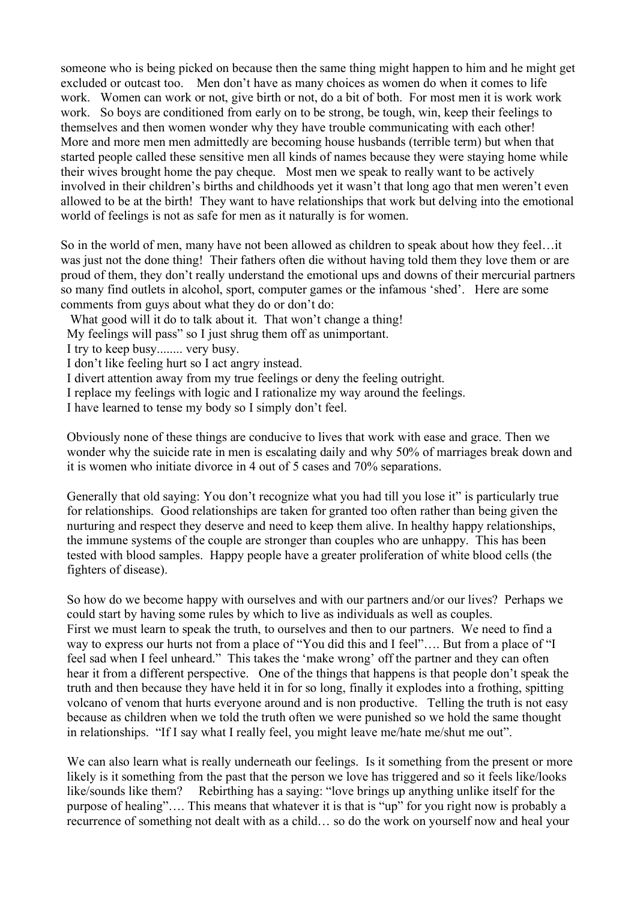someone who is being picked on because then the same thing might happen to him and he might get excluded or outcast too. Men don't have as many choices as women do when it comes to life work. Women can work or not, give birth or not, do a bit of both. For most men it is work work work. So boys are conditioned from early on to be strong, be tough, win, keep their feelings to themselves and then women wonder why they have trouble communicating with each other! More and more men men admittedly are becoming house husbands (terrible term) but when that started people called these sensitive men all kinds of names because they were staying home while their wives brought home the pay cheque. Most men we speak to really want to be actively involved in their children's births and childhoods yet it wasn't that long ago that men weren't even allowed to be at the birth! They want to have relationships that work but delving into the emotional world of feelings is not as safe for men as it naturally is for women.

So in the world of men, many have not been allowed as children to speak about how they feel…it was just not the done thing! Their fathers often die without having told them they love them or are proud of them, they don't really understand the emotional ups and downs of their mercurial partners so many find outlets in alcohol, sport, computer games or the infamous 'shed'. Here are some comments from guys about what they do or don't do:

What good will it do to talk about it. That won't change a thing!
My feelings will pass" so I just shrug them off as unimportant.
I try to keep busy........ very busy.
I don't like feeling hurt so I act angry instead.
I divert attention away from my true feelings or deny the feeling outright.
I replace my feelings with logic and I rationalize my way around the feelings.
I have learned to tense my body so I simply don't feel.

Obviously none of these things are conducive to lives that work with ease and grace. Then we wonder why the suicide rate in men is escalating daily and why 50% of marriages break down and it is women who initiate divorce in 4 out of 5 cases and 70% separations.

Generally that old saying: You don't recognize what you had till you lose it" is particularly true for relationships. Good relationships are taken for granted too often rather than being given the nurturing and respect they deserve and need to keep them alive. In healthy happy relationships, the immune systems of the couple are stronger than couples who are unhappy. This has been tested with blood samples. Happy people have a greater proliferation of white blood cells (the fighters of disease).

So how do we become happy with ourselves and with our partners and/or our lives? Perhaps we could start by having some rules by which to live as individuals as well as couples.
First we must learn to speak the truth, to ourselves and then to our partners. We need to find a way to express our hurts not from a place of "You did this and I feel"…. But from a place of "I feel sad when I feel unheard." This takes the 'make wrong' off the partner and they can often hear it from a different perspective. One of the things that happens is that people don't speak the truth and then because they have held it in for so long, finally it explodes into a frothing, spitting volcano of venom that hurts everyone around and is non productive. Telling the truth is not easy because as children when we told the truth often we were punished so we hold the same thought in relationships. "If I say what I really feel, you might leave me/hate me/shut me out".

We can also learn what is really underneath our feelings. Is it something from the present or more likely is it something from the past that the person we love has triggered and so it feels like/looks like/sounds like them? Rebirthing has a saying: "love brings up anything unlike itself for the purpose of healing"…. This means that whatever it is that is "up" for you right now is probably a recurrence of something not dealt with as a child… so do the work on yourself now and heal your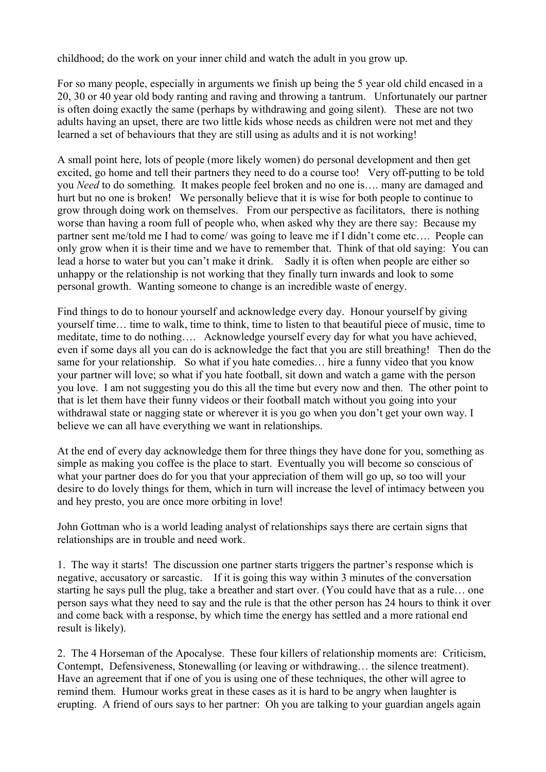childhood; do the work on your inner child and watch the adult in you grow up.

For so many people, especially in arguments we finish up being the 5 year old child encased in a 20, 30 or 40 year old body ranting and raving and throwing a tantrum. Unfortunately our partner is often doing exactly the same (perhaps by withdrawing and going silent). These are not two adults having an upset, there are two little kids whose needs as children were not met and they learned a set of behaviours that they are still using as adults and it is not working!

A small point here, lots of people (more likely women) do personal development and then get excited, go home and tell their partners they need to do a course too! Very off-putting to be told you *Need* to do something. It makes people feel broken and no one is…. many are damaged and hurt but no one is broken! We personally believe that it is wise for both people to continue to grow through doing work on themselves. From our perspective as facilitators, there is nothing worse than having a room full of people who, when asked why they are there say: Because my partner sent me/told me I had to come/ was going to leave me if I didn't come etc…. People can only grow when it is their time and we have to remember that. Think of that old saying: You can lead a horse to water but you can't make it drink. Sadly it is often when people are either so unhappy or the relationship is not working that they finally turn inwards and look to some personal growth. Wanting someone to change is an incredible waste of energy.

Find things to do to honour yourself and acknowledge every day. Honour yourself by giving yourself time… time to walk, time to think, time to listen to that beautiful piece of music, time to meditate, time to do nothing…. Acknowledge yourself every day for what you have achieved, even if some days all you can do is acknowledge the fact that you are still breathing! Then do the same for your relationship. So what if you hate comedies… hire a funny video that you know your partner will love; so what if you hate football, sit down and watch a game with the person you love. I am not suggesting you do this all the time but every now and then. The other point to that is let them have their funny videos or their football match without you going into your withdrawal state or nagging state or wherever it is you go when you don't get your own way. I believe we can all have everything we want in relationships.

At the end of every day acknowledge them for three things they have done for you, something as simple as making you coffee is the place to start. Eventually you will become so conscious of what your partner does do for you that your appreciation of them will go up, so too will your desire to do lovely things for them, which in turn will increase the level of intimacy between you and hey presto, you are once more orbiting in love!

John Gottman who is a world leading analyst of relationships says there are certain signs that relationships are in trouble and need work.

1. The way it starts! The discussion one partner starts triggers the partner's response which is negative, accusatory or sarcastic. If it is going this way within 3 minutes of the conversation starting he says pull the plug, take a breather and start over. (You could have that as a rule… one person says what they need to say and the rule is that the other person has 24 hours to think it over and come back with a response, by which time the energy has settled and a more rational end result is likely).

2. The 4 Horseman of the Apocalyse. These four killers of relationship moments are: Criticism, Contempt, Defensiveness, Stonewalling (or leaving or withdrawing… the silence treatment). Have an agreement that if one of you is using one of these techniques, the other will agree to remind them. Humour works great in these cases as it is hard to be angry when laughter is erupting. A friend of ours says to her partner: Oh you are talking to your guardian angels again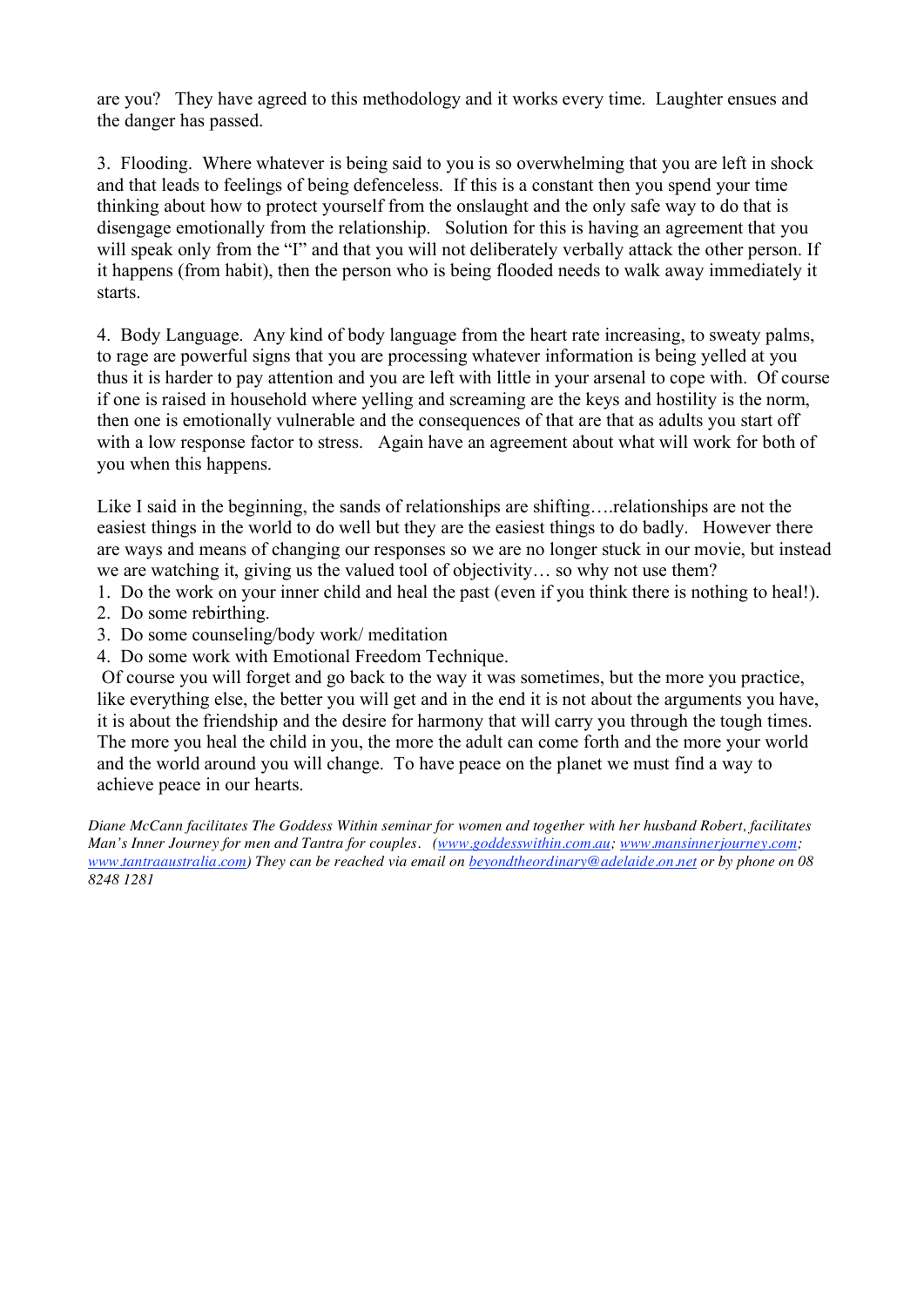are you? They have agreed to this methodology and it works every time. Laughter ensues and the danger has passed.

3. Flooding. Where whatever is being said to you is so overwhelming that you are left in shock and that leads to feelings of being defenceless. If this is a constant then you spend your time thinking about how to protect yourself from the onslaught and the only safe way to do that is disengage emotionally from the relationship. Solution for this is having an agreement that you will speak only from the "I" and that you will not deliberately verbally attack the other person. If it happens (from habit), then the person who is being flooded needs to walk away immediately it starts.

4. Body Language. Any kind of body language from the heart rate increasing, to sweaty palms, to rage are powerful signs that you are processing whatever information is being yelled at you thus it is harder to pay attention and you are left with little in your arsenal to cope with. Of course if one is raised in household where yelling and screaming are the keys and hostility is the norm, then one is emotionally vulnerable and the consequences of that are that as adults you start off with a low response factor to stress. Again have an agreement about what will work for both of you when this happens.

Like I said in the beginning, the sands of relationships are shifting….relationships are not the easiest things in the world to do well but they are the easiest things to do badly. However there are ways and means of changing our responses so we are no longer stuck in our movie, but instead we are watching it, giving us the valued tool of objectivity… so why not use them?

1. Do the work on your inner child and heal the past (even if you think there is nothing to heal!).
2. Do some rebirthing.
3. Do some counseling/body work/ meditation
4. Do some work with Emotional Freedom Technique.

Of course you will forget and go back to the way it was sometimes, but the more you practice, like everything else, the better you will get and in the end it is not about the arguments you have, it is about the friendship and the desire for harmony that will carry you through the tough times. The more you heal the child in you, the more the adult can come forth and the more your world and the world around you will change. To have peace on the planet we must find a way to achieve peace in our hearts.

*Diane McCann facilitates The Goddess Within seminar for women and together with her husband Robert, facilitates Man's Inner Journey for men and Tantra for couples. (www.goddesswithin.com.au; www.mansinnerjourney.com; www.tantraaustralia.com) They can be reached via email on beyondtheordinary@adelaide.on.net or by phone on 08 8248 1281*